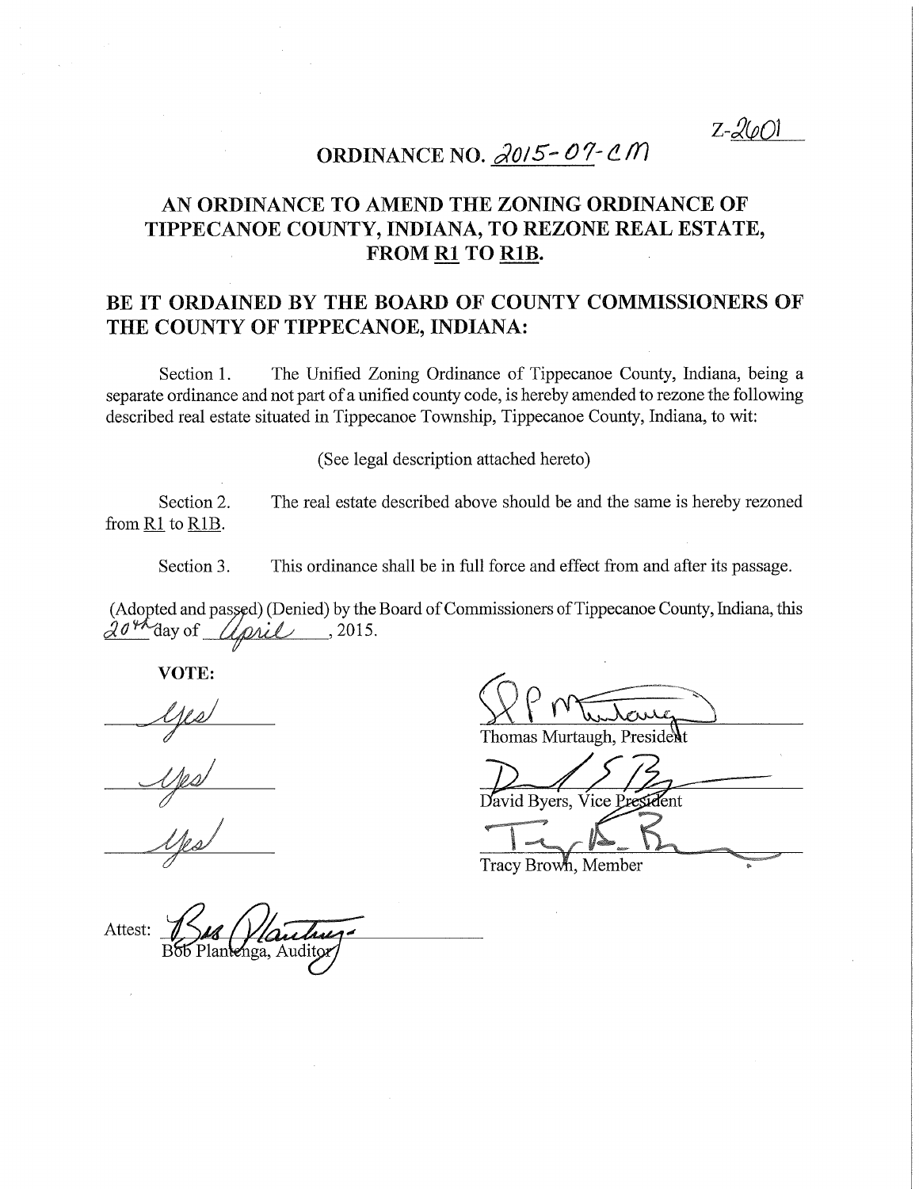Z-2601

# ORDINANCE NO. 2015-07-CM

## AN ORDINANCE TO AMEND THE ZONING ORDINANCE OF TIPPECANOE COUNTY, INDIANA, TO REZONE REAL ESTATE, FROM R1 TO R1B.

## BE IT ORDAINED BY THE BOARD OF COUNTY COMMISSIONERS OF THE COUNTY OF TIPPECANOE, INDIANA:

Section 1. The Unified Zoning Ordinance of Tippecanoe County, Indiana, being a separate ordinance and not part of a unified county code, is hereby amended to rezone the following described real estate situated in Tippecanoe Township, Tippecanoe County, Indiana, to wit:

(See legal description attached hereto)

Section 2. The real estate described above should be and the same is hereby rezoned from R1 to R1B.

Section 3. This ordinance shall be in full force and effect from and after its passage.

(Adopted and passed) (Denied) by the Board of Commissioners of Tippecanoe County, Indiana, this 20th day of April, 2015.

**VOTE:**

Yes — Thomas Murtaugh, President

Yes — David Byers, Vice President

Yes — Tracy Brown, Member

Attest: Bob Plantenga, Auditor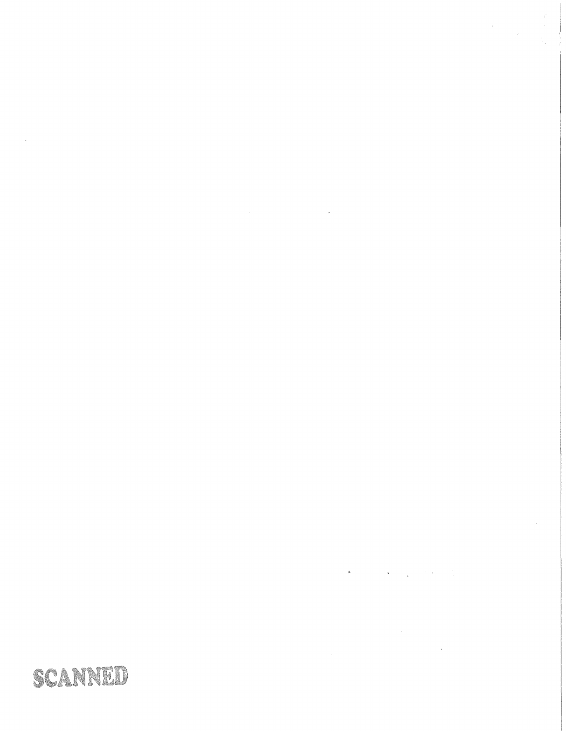SCANNED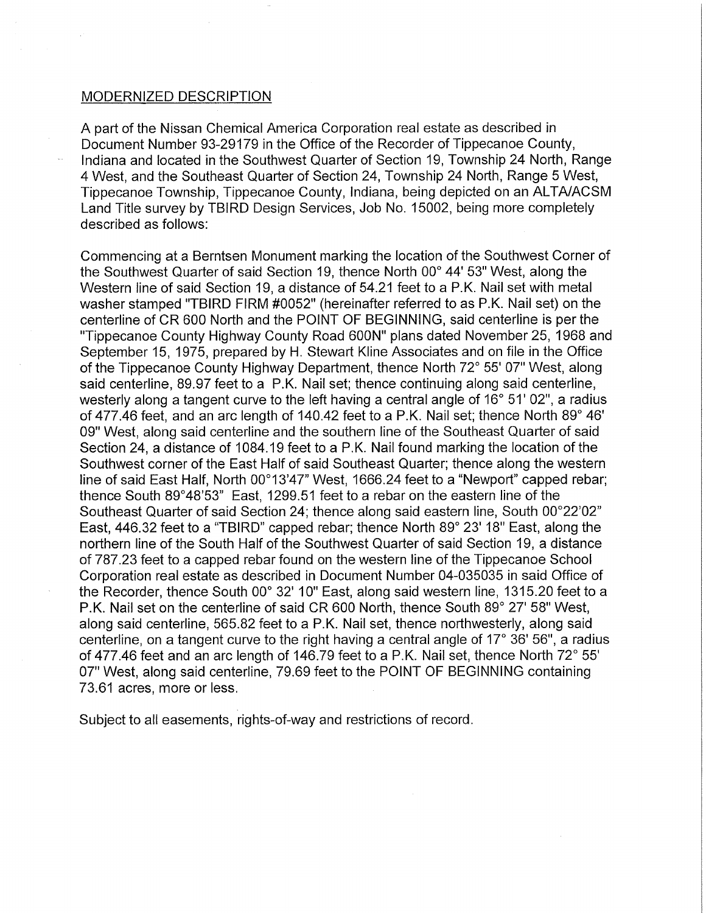## MODERNIZED DESCRIPTION

A part of the Nissan Chemical America Corporation real estate as described in Document Number 93-29179 in the Office of the Recorder of Tippecanoe County, Indiana and located in the Southwest Quarter of Section 19, Township 24 North, Range 4 West, and the Southeast Quarter of Section 24, Township 24 North, Range 5 West, Tippecanoe Township, Tippecanoe County, Indiana, being depicted on an ALTA/ACSM Land Title survey by TBIRD Design Services, Job No. 15002, being more completely described as follows:

Commencing at a Berntsen Monument marking the location of the Southwest Corner of the Southwest Quarter of said Section 19, thence North 00° 44' 53" West, along the Western line of said Section 19, a distance of 54.21 feet to a P.K. Nail set with metal washer stamped "TBIRD FIRM #0052" (hereinafter referred to as P.K. Nail set) on the centerline of CR 600 North and the POINT OF BEGINNING, said centerline is per the "Tippecanoe County Highway County Road 600N" plans dated November 25, 1968 and September 15, 1975, prepared by H. Stewart Kline Associates and on file in the Office of the Tippecanoe County Highway Department, thence North 72° 55' 07" West, along said centerline, 89.97 feet to a P.K. Nail set; thence continuing along said centerline, westerly along a tangent curve to the left having a central angle of 16° 51' 02", a radius of 477.46 feet, and an arc length of 140.42 feet to a P.K. Nail set; thence North 89° 46' 09" West, along said centerline and the southern line of the Southeast Quarter of said Section 24, a distance of 1084.19 feet to a P.K. Nail found marking the location of the Southwest corner of the East Half of said Southeast Quarter; thence along the western line of said East Half, North 00°13'47" West, 1666.24 feet to a "Newport" capped rebar; thence South 89°48'53" East, 1299.51 feet to a rebar on the eastern line of the Southeast Quarter of said Section 24; thence along said eastern line, South 00°22'02" East, 446.32 feet to a "TBIRD" capped rebar; thence North 89° 23' 18" East, along the northern line of the South Half of the Southwest Quarter of said Section 19, a distance of 787.23 feet to a capped rebar found on the western line of the Tippecanoe School Corporation real estate as described in Document Number 04-035035 in said Office of the Recorder, thence South 00° 32' 10" East, along said western line, 1315.20 feet to a P.K. Nail set on the centerline of said CR 600 North, thence South 89° 27' 58" West, along said centerline, 565.82 feet to a P.K. Nail set, thence northwesterly, along said centerline, on a tangent curve to the right having a central angle of 17° 36' 56", a radius of 477.46 feet and an arc length of 146.79 feet to a P.K. Nail set, thence North 72° 55' 07" West, along said centerline, 79.69 feet to the POINT OF BEGINNING containing 73.61 acres, more or less.

Subject to all easements, rights-of-way and restrictions of record.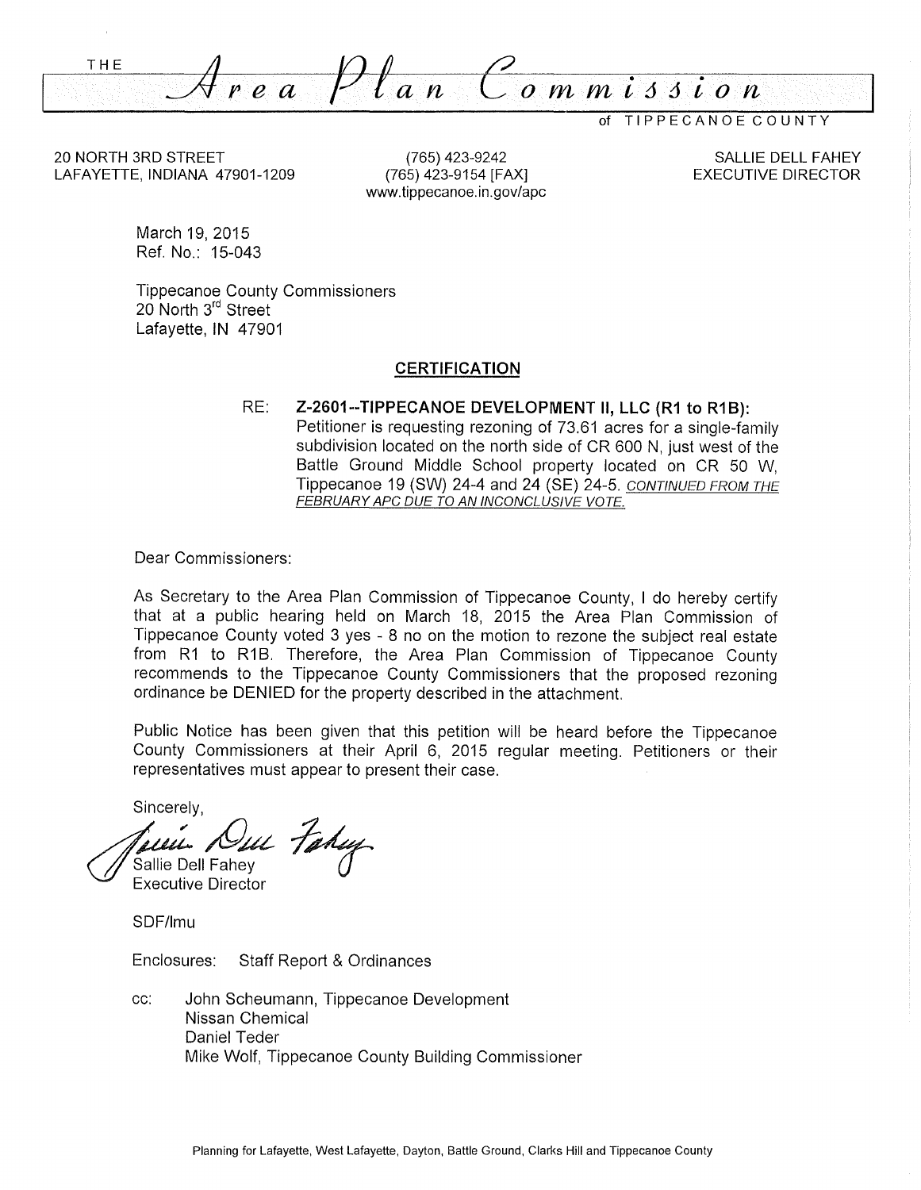# THE *Area Plan Commission* of TIPPECANOE COUNTY

20 NORTH 3RD STREET
LAFAYETTE, INDIANA 47901-1209

(765) 423-9242
(765) 423-9154 [FAX]
www.tippecanoe.in.gov/apc

SALLIE DELL FAHEY
EXECUTIVE DIRECTOR

March 19, 2015
Ref. No.: 15-043

Tippecanoe County Commissioners
20 North 3rd Street
Lafayette, IN 47901

## CERTIFICATION

RE: **Z-2601--TIPPECANOE DEVELOPMENT II, LLC (R1 to R1B):** Petitioner is requesting rezoning of 73.61 acres for a single-family subdivision located on the north side of CR 600 N, just west of the Battle Ground Middle School property located on CR 50 W, Tippecanoe 19 (SW) 24-4 and 24 (SE) 24-5. *CONTINUED FROM THE FEBRUARY APC DUE TO AN INCONCLUSIVE VOTE.*

Dear Commissioners:

As Secretary to the Area Plan Commission of Tippecanoe County, I do hereby certify that at a public hearing held on March 18, 2015 the Area Plan Commission of Tippecanoe County voted 3 yes - 8 no on the motion to rezone the subject real estate from R1 to R1B. Therefore, the Area Plan Commission of Tippecanoe County recommends to the Tippecanoe County Commissioners that the proposed rezoning ordinance be DENIED for the property described in the attachment.

Public Notice has been given that this petition will be heard before the Tippecanoe County Commissioners at their April 6, 2015 regular meeting. Petitioners or their representatives must appear to present their case.

Sincerely,

Sallie Dell Fahey
Executive Director

SDF/lmu

Enclosures: Staff Report & Ordinances

cc: John Scheumann, Tippecanoe Development
Nissan Chemical
Daniel Teder
Mike Wolf, Tippecanoe County Building Commissioner

Planning for Lafayette, West Lafayette, Dayton, Battle Ground, Clarks Hill and Tippecanoe County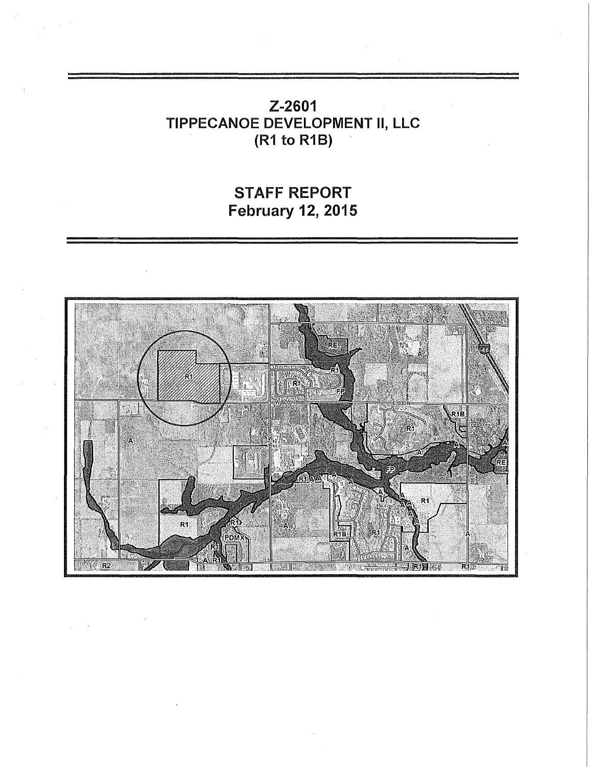# Z-2601
# TIPPECANOE DEVELOPMENT II, LLC
# (R1 to R1B)

## STAFF REPORT
## February 12, 2015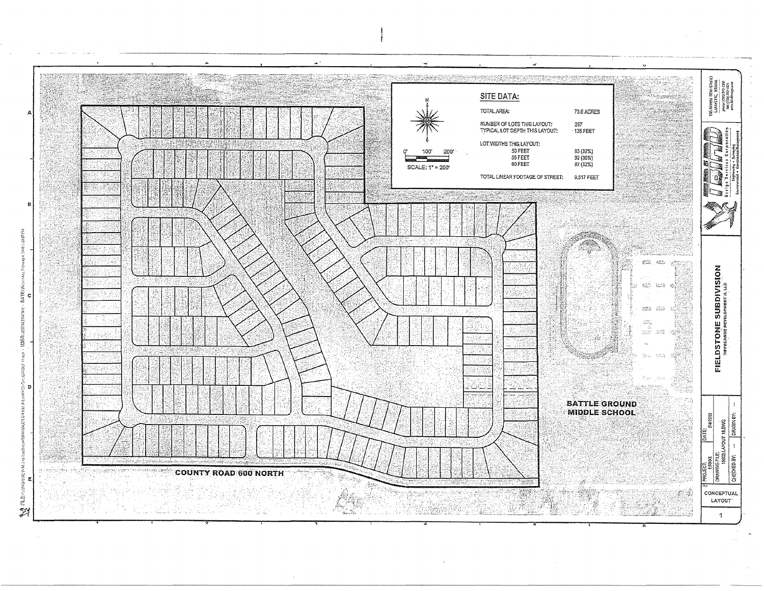## SITE DATA:

| | |
|---|---|
| TOTAL AREA: | 73.6 ACRES |
| NUMBER OF LOTS THIS LAYOUT: | 257 |
| TYPICAL LOT DEPTH THIS LAYOUT: | 135 FEET |
| LOT WIDTHS THIS LAYOUT: | |
| 50 FEET | 83 (32%) |
| 55 FEET | 92 (36%) |
| 60 FEET | 82 (32%) |
| TOTAL LINEAR FOOTAGE OF STREET: | 9,517 FEET |

N

0' 100' 200'

SCALE: 1" = 200'

COUNTY ROAD 600 NORTH

BATTLE GROUND MIDDLE SCHOOL

# FIELDSTONE SUBDIVISION

TIPPECANOE DEVELOPMENT II, LLC

Design Services Corporation

Engineering • Surveying • Environmental • Construction Management

105 NORTH 10TH STREET
LAFAYETTE, INDIANA

| | |
|---|---|
| PROJECT: 15002 | DATE: 2/4/2015 |
| DRAWING FILE: 15002 LAYOUT 18.DWG | |
| CHECKED BY: | DRAWN BY: |

CONCEPTUAL LAYOUT

1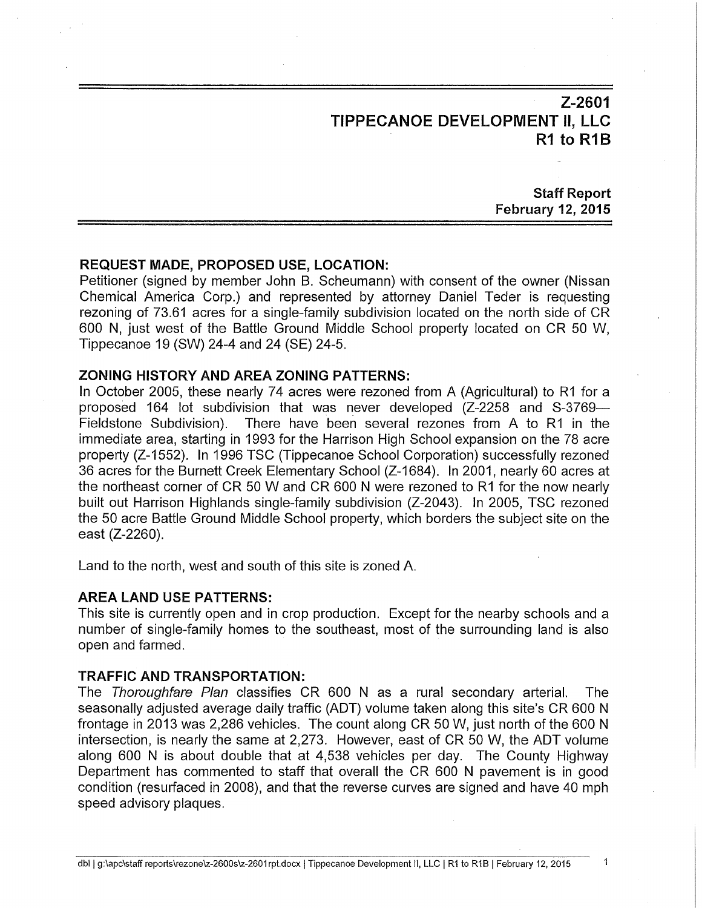# Z-2601
# TIPPECANOE DEVELOPMENT II, LLC
# R1 to R1B

**Staff Report**
**February 12, 2015**

### REQUEST MADE, PROPOSED USE, LOCATION:

Petitioner (signed by member John B. Scheumann) with consent of the owner (Nissan Chemical America Corp.) and represented by attorney Daniel Teder is requesting rezoning of 73.61 acres for a single-family subdivision located on the north side of CR 600 N, just west of the Battle Ground Middle School property located on CR 50 W, Tippecanoe 19 (SW) 24-4 and 24 (SE) 24-5.

### ZONING HISTORY AND AREA ZONING PATTERNS:

In October 2005, these nearly 74 acres were rezoned from A (Agricultural) to R1 for a proposed 164 lot subdivision that was never developed (Z-2258 and S-3769—Fieldstone Subdivision). There have been several rezones from A to R1 in the immediate area, starting in 1993 for the Harrison High School expansion on the 78 acre property (Z-1552). In 1996 TSC (Tippecanoe School Corporation) successfully rezoned 36 acres for the Burnett Creek Elementary School (Z-1684). In 2001, nearly 60 acres at the northeast corner of CR 50 W and CR 600 N were rezoned to R1 for the now nearly built out Harrison Highlands single-family subdivision (Z-2043). In 2005, TSC rezoned the 50 acre Battle Ground Middle School property, which borders the subject site on the east (Z-2260).

Land to the north, west and south of this site is zoned A.

### AREA LAND USE PATTERNS:

This site is currently open and in crop production. Except for the nearby schools and a number of single-family homes to the southeast, most of the surrounding land is also open and farmed.

### TRAFFIC AND TRANSPORTATION:

The *Thoroughfare Plan* classifies CR 600 N as a rural secondary arterial. The seasonally adjusted average daily traffic (ADT) volume taken along this site's CR 600 N frontage in 2013 was 2,286 vehicles. The count along CR 50 W, just north of the 600 N intersection, is nearly the same at 2,273. However, east of CR 50 W, the ADT volume along 600 N is about double that at 4,538 vehicles per day. The County Highway Department has commented to staff that overall the CR 600 N pavement is in good condition (resurfaced in 2008), and that the reverse curves are signed and have 40 mph speed advisory plaques.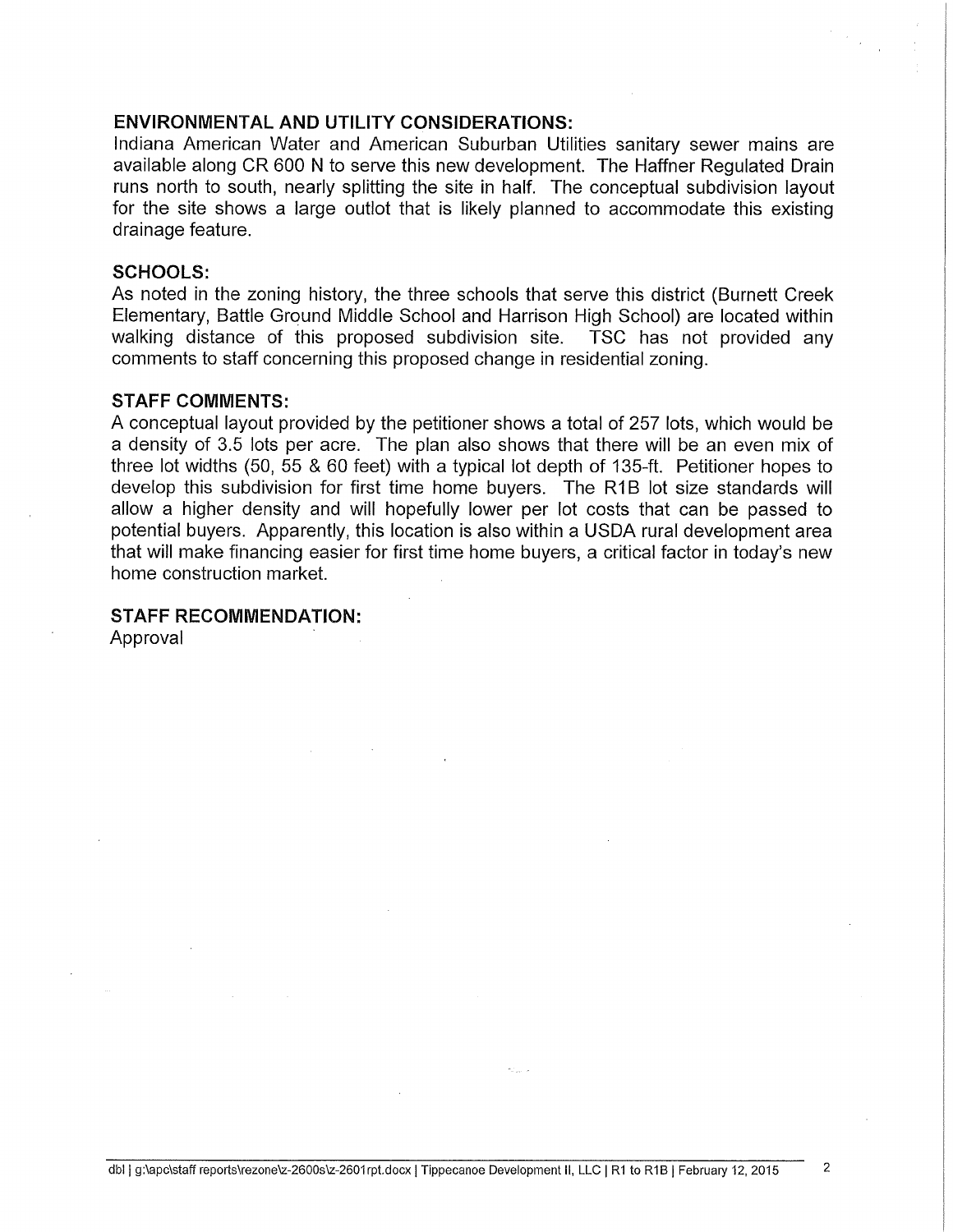## ENVIRONMENTAL AND UTILITY CONSIDERATIONS:

Indiana American Water and American Suburban Utilities sanitary sewer mains are available along CR 600 N to serve this new development. The Haffner Regulated Drain runs north to south, nearly splitting the site in half. The conceptual subdivision layout for the site shows a large outlot that is likely planned to accommodate this existing drainage feature.

## SCHOOLS:

As noted in the zoning history, the three schools that serve this district (Burnett Creek Elementary, Battle Ground Middle School and Harrison High School) are located within walking distance of this proposed subdivision site. TSC has not provided any comments to staff concerning this proposed change in residential zoning.

## STAFF COMMENTS:

A conceptual layout provided by the petitioner shows a total of 257 lots, which would be a density of 3.5 lots per acre. The plan also shows that there will be an even mix of three lot widths (50, 55 & 60 feet) with a typical lot depth of 135-ft. Petitioner hopes to develop this subdivision for first time home buyers. The R1B lot size standards will allow a higher density and will hopefully lower per lot costs that can be passed to potential buyers. Apparently, this location is also within a USDA rural development area that will make financing easier for first time home buyers, a critical factor in today's new home construction market.

## STAFF RECOMMENDATION:

Approval